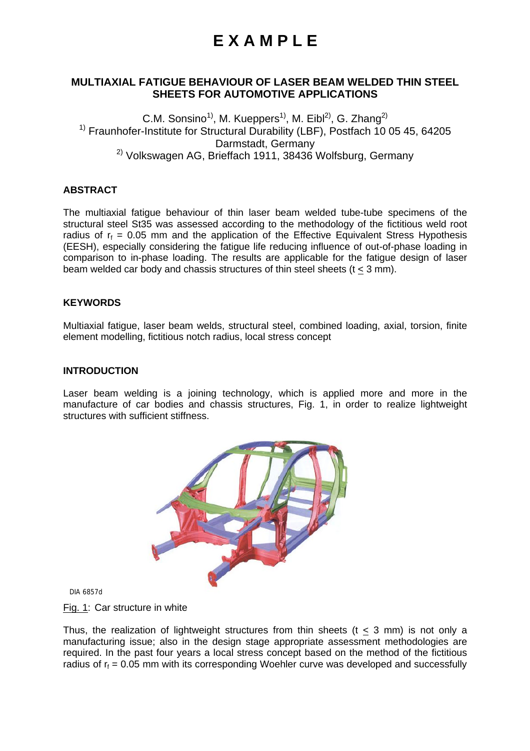# E X A M P L E

## MULTIAXIAL FATIGUE BEHAVIOUR OF LASER BEAM WELDED THIN STEEL SHEETS FOR AUTOMOTIVE APPLICATIONS

C.M. Sonsino[1)], M. Kueppers[1)], M. Eibl[2)], G. Zhang[2)]

[1)] Fraunhofer-Institute for Structural Durability (LBF), Postfach 10 05 45, 64205 Darmstadt, Germany

[2)] Volkswagen AG, Brieffach 1911, 38436 Wolfsburg, Germany

### ABSTRACT

The multiaxial fatigue behaviour of thin laser beam welded tube-tube specimens of the structural steel St35 was assessed according to the methodology of the fictitious weld root radius of $r_f$ = 0.05 mm and the application of the Effective Equivalent Stress Hypothesis (EESH), especially considering the fatigue life reducing influence of out-of-phase loading in comparison to in-phase loading. The results are applicable for the fatigue design of laser beam welded car body and chassis structures of thin steel sheets ($t \leq 3$ mm).

### KEYWORDS

Multiaxial fatigue, laser beam welds, structural steel, combined loading, axial, torsion, finite element modelling, fictitious notch radius, local stress concept

### INTRODUCTION

Laser beam welding is a joining technology, which is applied more and more in the manufacture of car bodies and chassis structures, Fig. 1, in order to realize lightweight structures with sufficient stiffness.

DIA 6857d

Fig. 1: Car structure in white

Thus, the realization of lightweight structures from thin sheets ($t \leq 3$ mm) is not only a manufacturing issue; also in the design stage appropriate assessment methodologies are required. In the past four years a local stress concept based on the method of the fictitious radius of $r_f$ = 0.05 mm with its corresponding Woehler curve was developed and successfully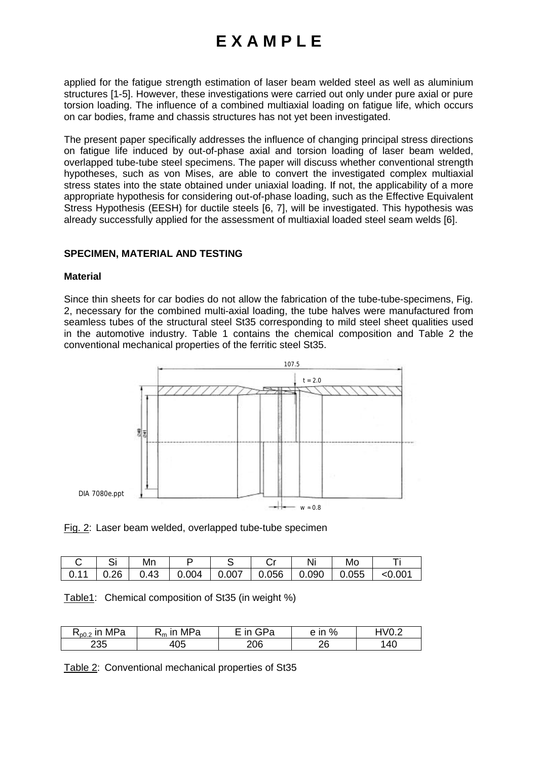applied for the fatigue strength estimation of laser beam welded steel as well as aluminium structures [1-5]. However, these investigations were carried out only under pure axial or pure torsion loading. The influence of a combined multiaxial loading on fatigue life, which occurs on car bodies, frame and chassis structures has not yet been investigated.

The present paper specifically addresses the influence of changing principal stress directions on fatigue life induced by out-of-phase axial and torsion loading of laser beam welded, overlapped tube-tube steel specimens. The paper will discuss whether conventional strength hypotheses, such as von Mises, are able to convert the investigated complex multiaxial stress states into the state obtained under uniaxial loading. If not, the applicability of a more appropriate hypothesis for considering out-of-phase loading, such as the Effective Equivalent Stress Hypothesis (EESH) for ductile steels [6, 7], will be investigated. This hypothesis was already successfully applied for the assessment of multiaxial loaded steel seam welds [6].

## SPECIMEN, MATERIAL AND TESTING

### Material

Since thin sheets for car bodies do not allow the fabrication of the tube-tube-specimens, Fig. 2, necessary for the combined multi-axial loading, the tube halves were manufactured from seamless tubes of the structural steel St35 corresponding to mild steel sheet qualities used in the automotive industry. Table 1 contains the chemical composition and Table 2 the conventional mechanical properties of the ferritic steel St35.

Fig. 2: Laser beam welded, overlapped tube-tube specimen

| C | Si | Mn | P | S | Cr | Ni | Mo | Ti |
|---|---|---|---|---|---|---|---|---|
| 0.11 | 0.26 | 0.43 | 0.004 | 0.007 | 0.056 | 0.090 | 0.055 | <0.001 |

Table1: Chemical composition of St35 (in weight %)

| $R_{p0.2}$ in MPa | $R_m$ in MPa | E in GPa | e in % | HV0.2 |
|---|---|---|---|---|
| 235 | 405 | 206 | 26 | 140 |

Table 2: Conventional mechanical properties of St35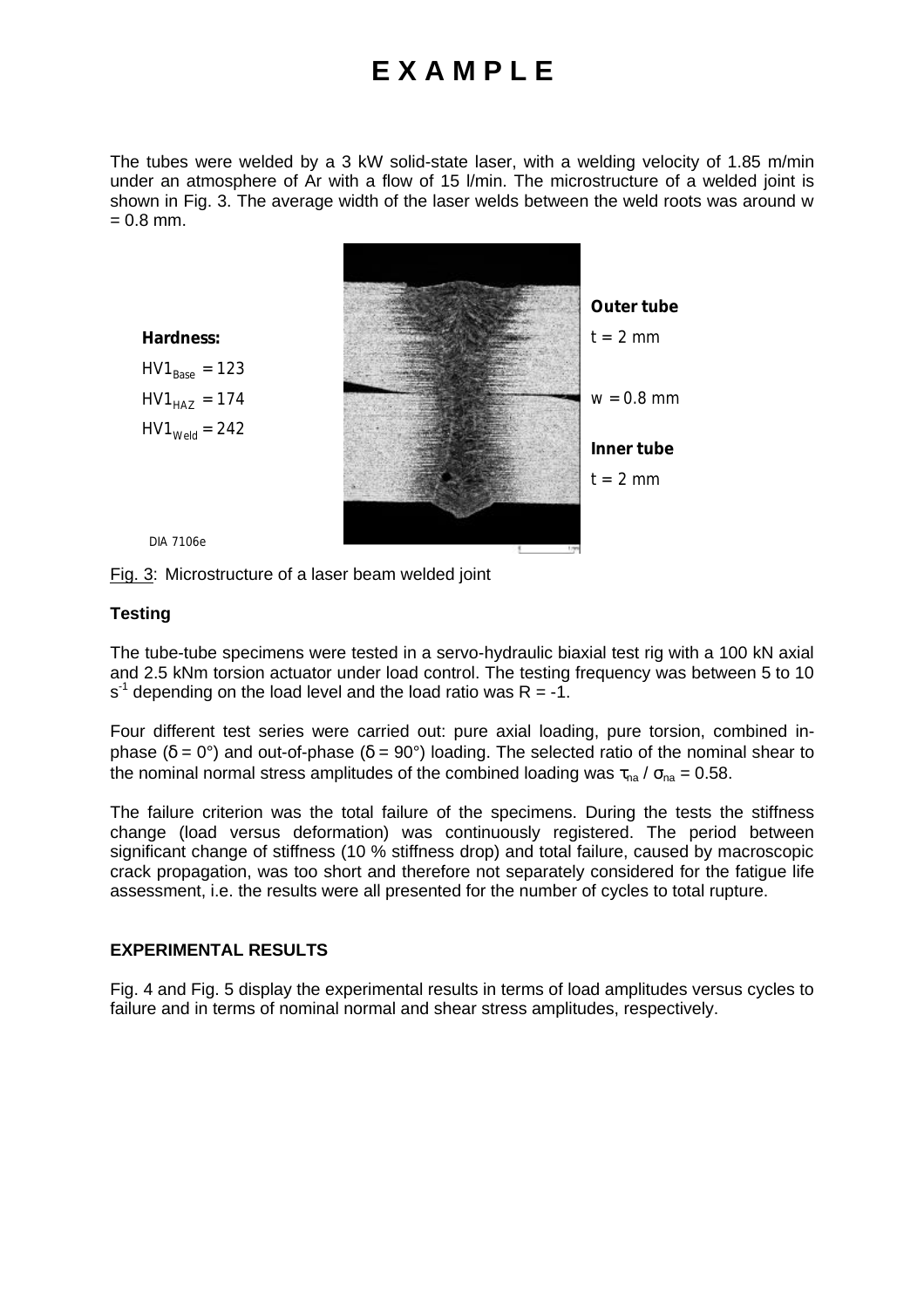# E X A M P L E

The tubes were welded by a 3 kW solid-state laser, with a welding velocity of 1.85 m/min under an atmosphere of Ar with a flow of 15 l/min. The microstructure of a welded joint is shown in Fig. 3. The average width of the laser welds between the weld roots was around w = 0.8 mm.

**Hardness:**

$HV1_{Base} = 123$

$HV1_{HAZ} = 174$

$HV1_{Weld} = 242$

**Outer tube**

t = 2 mm

w = 0.8 mm

**Inner tube**

t = 2 mm

DIA 7106e

Fig. 3: Microstructure of a laser beam welded joint

**Testing**

The tube-tube specimens were tested in a servo-hydraulic biaxial test rig with a 100 kN axial and 2.5 kNm torsion actuator under load control. The testing frequency was between 5 to 10 $s^{-1}$ depending on the load level and the load ratio was R = -1.

Four different test series were carried out: pure axial loading, pure torsion, combined in-phase ($\delta = 0°$) and out-of-phase ($\delta = 90°$) loading. The selected ratio of the nominal shear to the nominal normal stress amplitudes of the combined loading was $\tau_{na} / \sigma_{na} = 0.58$.

The failure criterion was the total failure of the specimens. During the tests the stiffness change (load versus deformation) was continuously registered. The period between significant change of stiffness (10 % stiffness drop) and total failure, caused by macroscopic crack propagation, was too short and therefore not separately considered for the fatigue life assessment, i.e. the results were all presented for the number of cycles to total rupture.

**EXPERIMENTAL RESULTS**

Fig. 4 and Fig. 5 display the experimental results in terms of load amplitudes versus cycles to failure and in terms of nominal normal and shear stress amplitudes, respectively.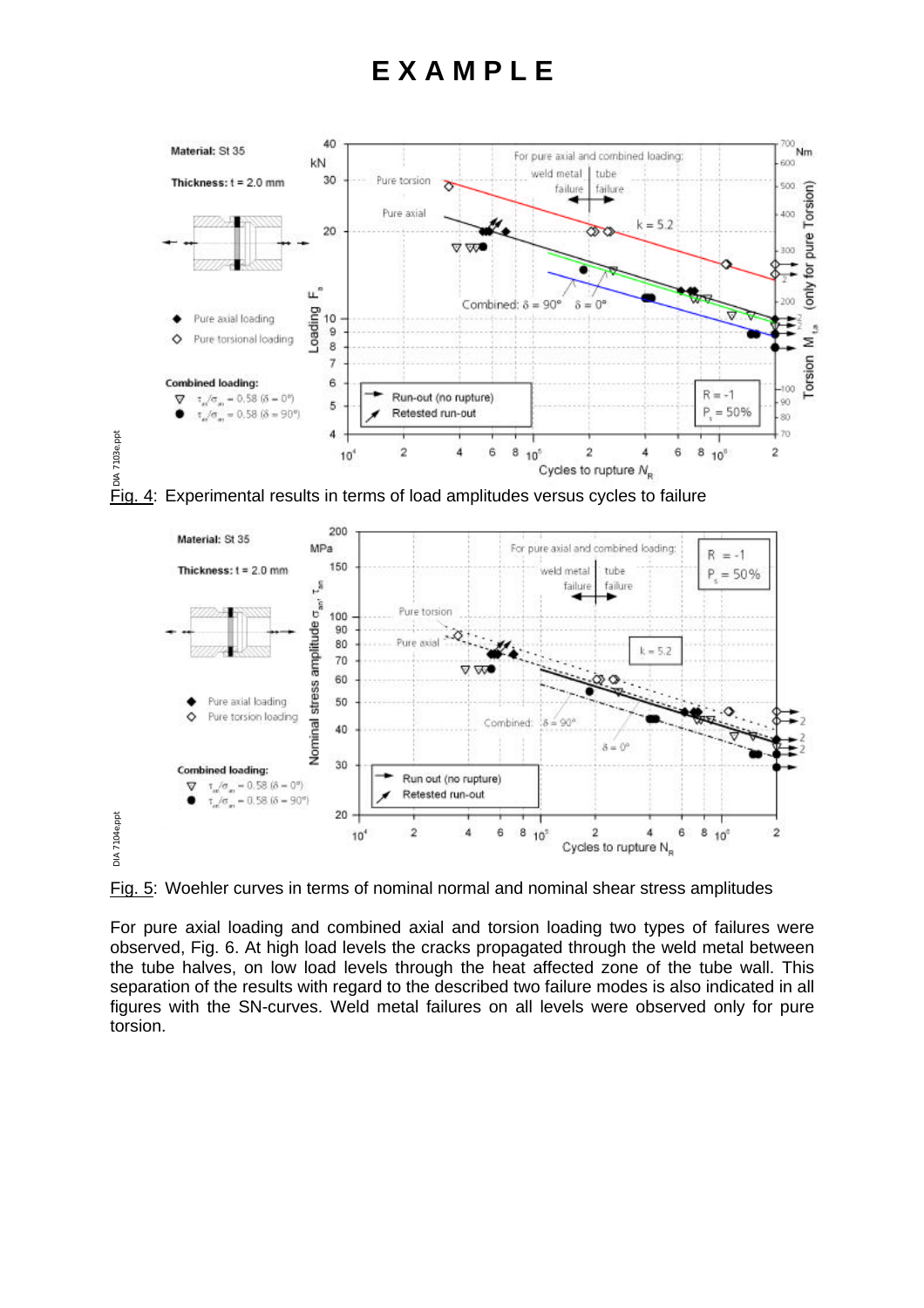# EXAMPLE

Fig. 4: Experimental results in terms of load amplitudes versus cycles to failure

Fig. 5: Woehler curves in terms of nominal normal and nominal shear stress amplitudes

For pure axial loading and combined axial and torsion loading two types of failures were observed, Fig. 6. At high load levels the cracks propagated through the weld metal between the tube halves, on low load levels through the heat affected zone of the tube wall. This separation of the results with regard to the described two failure modes is also indicated in all figures with the SN-curves. Weld metal failures on all levels were observed only for pure torsion.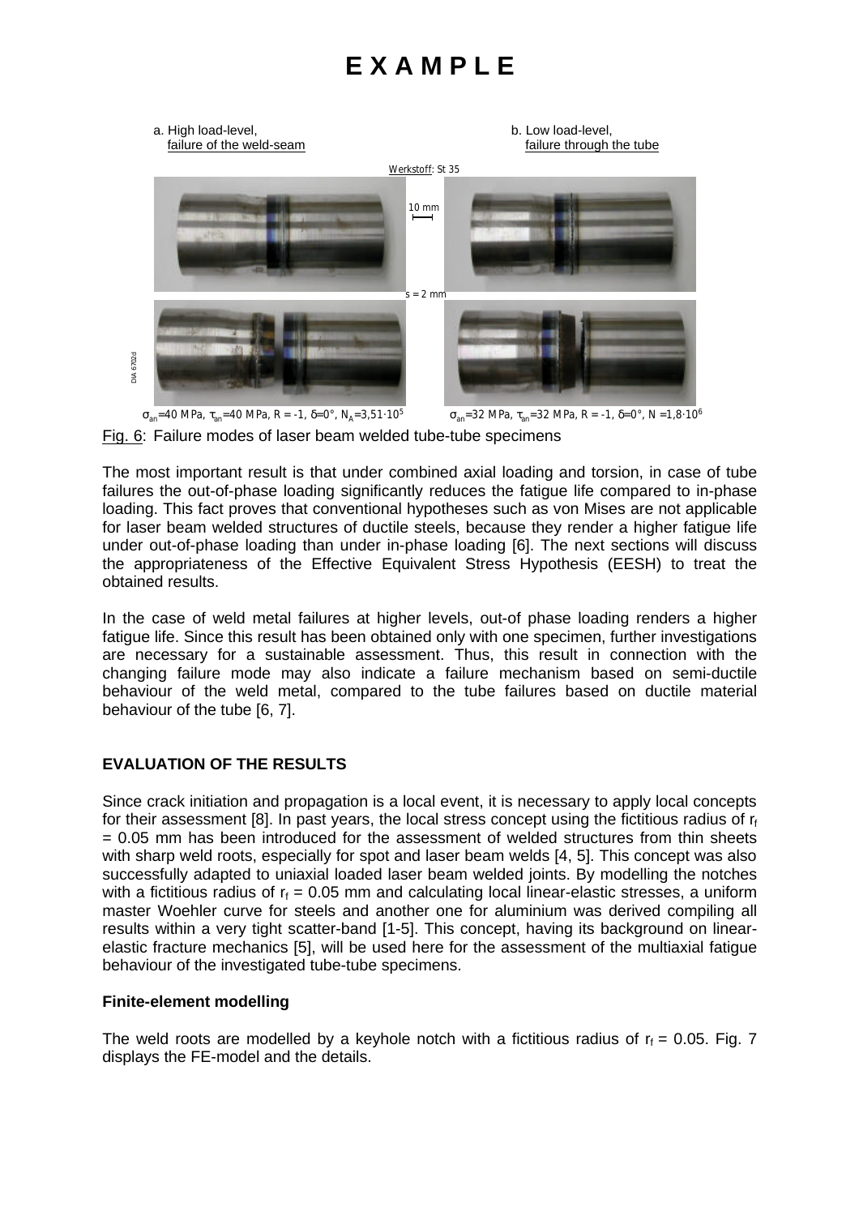# EXAMPLE

a. High load-level, failure of the weld-seam

b. Low load-level, failure through the tube

Werkstoff: St 35

10 mm

s = 2 mm

DIA 6702d

$\sigma_{an}$=40 MPa, $\tau_{an}$=40 MPa, R = -1, $\delta$=0°, $N_A$=3,51·$10^5$

$\sigma_{an}$=32 MPa, $\tau_{an}$=32 MPa, R = -1, $\delta$=0°, N =1,8·$10^6$

Fig. 6: Failure modes of laser beam welded tube-tube specimens

The most important result is that under combined axial loading and torsion, in case of tube failures the out-of-phase loading significantly reduces the fatigue life compared to in-phase loading. This fact proves that conventional hypotheses such as von Mises are not applicable for laser beam welded structures of ductile steels, because they render a higher fatigue life under out-of-phase loading than under in-phase loading [6]. The next sections will discuss the appropriateness of the Effective Equivalent Stress Hypothesis (EESH) to treat the obtained results.

In the case of weld metal failures at higher levels, out-of phase loading renders a higher fatigue life. Since this result has been obtained only with one specimen, further investigations are necessary for a sustainable assessment. Thus, this result in connection with the changing failure mode may also indicate a failure mechanism based on semi-ductile behaviour of the weld metal, compared to the tube failures based on ductile material behaviour of the tube [6, 7].

## EVALUATION OF THE RESULTS

Since crack initiation and propagation is a local event, it is necessary to apply local concepts for their assessment [8]. In past years, the local stress concept using the fictitious radius of $r_f$ = 0.05 mm has been introduced for the assessment of welded structures from thin sheets with sharp weld roots, especially for spot and laser beam welds [4, 5]. This concept was also successfully adapted to uniaxial loaded laser beam welded joints. By modelling the notches with a fictitious radius of $r_f$ = 0.05 mm and calculating local linear-elastic stresses, a uniform master Woehler curve for steels and another one for aluminium was derived compiling all results within a very tight scatter-band [1-5]. This concept, having its background on linear-elastic fracture mechanics [5], will be used here for the assessment of the multiaxial fatigue behaviour of the investigated tube-tube specimens.

### Finite-element modelling

The weld roots are modelled by a keyhole notch with a fictitious radius of $r_f$ = 0.05. Fig. 7 displays the FE-model and the details.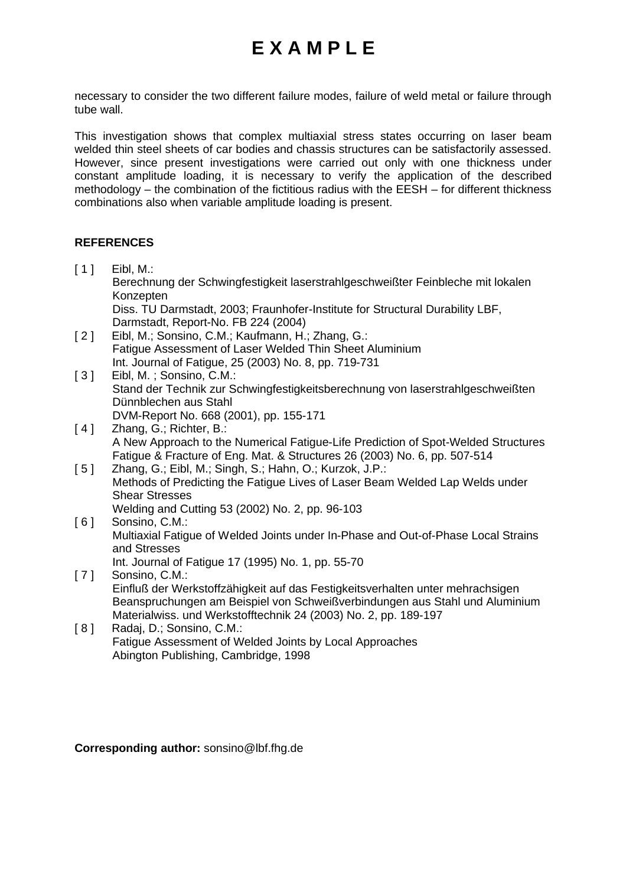# EXAMPLE

necessary to consider the two different failure modes, failure of weld metal or failure through tube wall.

This investigation shows that complex multiaxial stress states occurring on laser beam welded thin steel sheets of car bodies and chassis structures can be satisfactorily assessed. However, since present investigations were carried out only with one thickness under constant amplitude loading, it is necessary to verify the application of the described methodology – the combination of the fictitious radius with the EESH – for different thickness combinations also when variable amplitude loading is present.

**REFERENCES**

[ 1 ] Eibl, M.:
Berechnung der Schwingfestigkeit laserstrahlgeschweißter Feinbleche mit lokalen Konzepten
Diss. TU Darmstadt, 2003; Fraunhofer-Institute for Structural Durability LBF, Darmstadt, Report-No. FB 224 (2004)

[ 2 ] Eibl, M.; Sonsino, C.M.; Kaufmann, H.; Zhang, G.:
Fatigue Assessment of Laser Welded Thin Sheet Aluminium
Int. Journal of Fatigue, 25 (2003) No. 8, pp. 719-731

[ 3 ] Eibl, M. ; Sonsino, C.M.:
Stand der Technik zur Schwingfestigkeitsberechnung von laserstrahlgeschweißten Dünnblechen aus Stahl
DVM-Report No. 668 (2001), pp. 155-171

[ 4 ] Zhang, G.; Richter, B.:
A New Approach to the Numerical Fatigue-Life Prediction of Spot-Welded Structures
Fatigue & Fracture of Eng. Mat. & Structures 26 (2003) No. 6, pp. 507-514

[ 5 ] Zhang, G.; Eibl, M.; Singh, S.; Hahn, O.; Kurzok, J.P.:
Methods of Predicting the Fatigue Lives of Laser Beam Welded Lap Welds under Shear Stresses
Welding and Cutting 53 (2002) No. 2, pp. 96-103

[ 6 ] Sonsino, C.M.:
Multiaxial Fatigue of Welded Joints under In-Phase and Out-of-Phase Local Strains and Stresses
Int. Journal of Fatigue 17 (1995) No. 1, pp. 55-70

[ 7 ] Sonsino, C.M.:
Einfluß der Werkstoffzähigkeit auf das Festigkeitsverhalten unter mehrachsigen Beanspruchungen am Beispiel von Schweißverbindungen aus Stahl und Aluminium
Materialwiss. und Werkstofftechnik 24 (2003) No. 2, pp. 189-197

[ 8 ] Radaj, D.; Sonsino, C.M.:
Fatigue Assessment of Welded Joints by Local Approaches
Abington Publishing, Cambridge, 1998

**Corresponding author:** sonsino@lbf.fhg.de